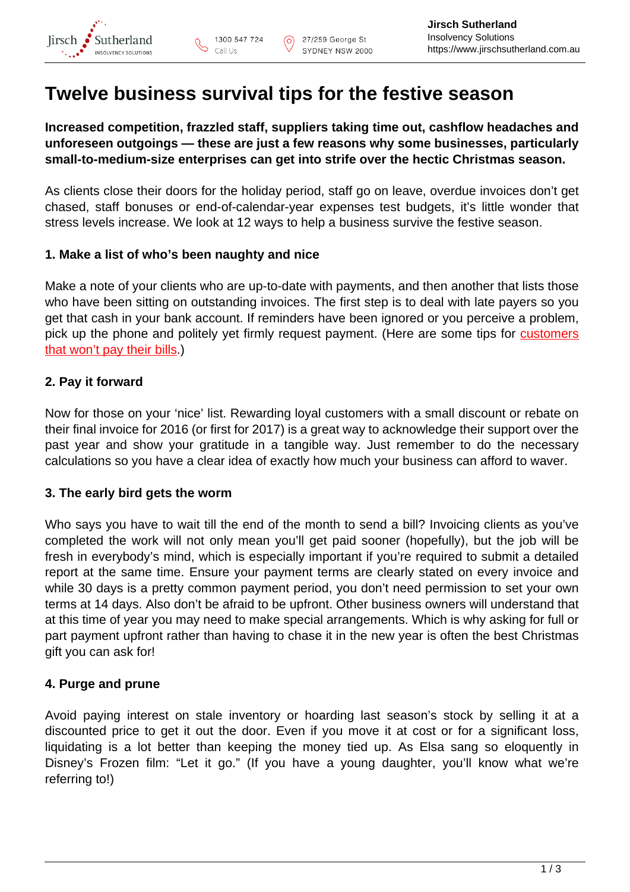# Twelve business survival tips for the festive season

**Increased competition, frazzled staff, suppliers taking time out, cashflow headaches and unforeseen outgoings — these are just a few reasons why some businesses, particularly small-to-medium-size enterprises can get into strife over the hectic Christmas season.**

As clients close their doors for the holiday period, staff go on leave, overdue invoices don't get chased, staff bonuses or end-of-calendar-year expenses test budgets, it's little wonder that stress levels increase. We look at 12 ways to help a business survive the festive season.

#### 1. Make a list of who's been naughty and nice

Make a note of your clients who are up-to-date with payments, and then another that lists those who have been sitting on outstanding invoices. The first step is to deal with late payers so you get that cash in your bank account. If reminders have been ignored or you perceive a problem, pick up the phone and politely yet firmly request payment. (Here are some tips for customers that won't pay their bills.)

#### 2. Pay it forward

Now for those on your 'nice' list. Rewarding loyal customers with a small discount or rebate on their final invoice for 2016 (or first for 2017) is a great way to acknowledge their support over the past year and show your gratitude in a tangible way. Just remember to do the necessary calculations so you have a clear idea of exactly how much your business can afford to waver.

#### 3. The early bird gets the worm

Who says you have to wait till the end of the month to send a bill? Invoicing clients as you've completed the work will not only mean you'll get paid sooner (hopefully), but the job will be fresh in everybody's mind, which is especially important if you're required to submit a detailed report at the same time. Ensure your payment terms are clearly stated on every invoice and while 30 days is a pretty common payment period, you don't need permission to set your own terms at 14 days. Also don't be afraid to be upfront. Other business owners will understand that at this time of year you may need to make special arrangements. Which is why asking for full or part payment upfront rather than having to chase it in the new year is often the best Christmas gift you can ask for!

#### 4. Purge and prune

Avoid paying interest on stale inventory or hoarding last season's stock by selling it at a discounted price to get it out the door. Even if you move it at cost or for a significant loss, liquidating is a lot better than keeping the money tied up. As Elsa sang so eloquently in Disney's Frozen film: "Let it go." (If you have a young daughter, you'll know what we're referring to!)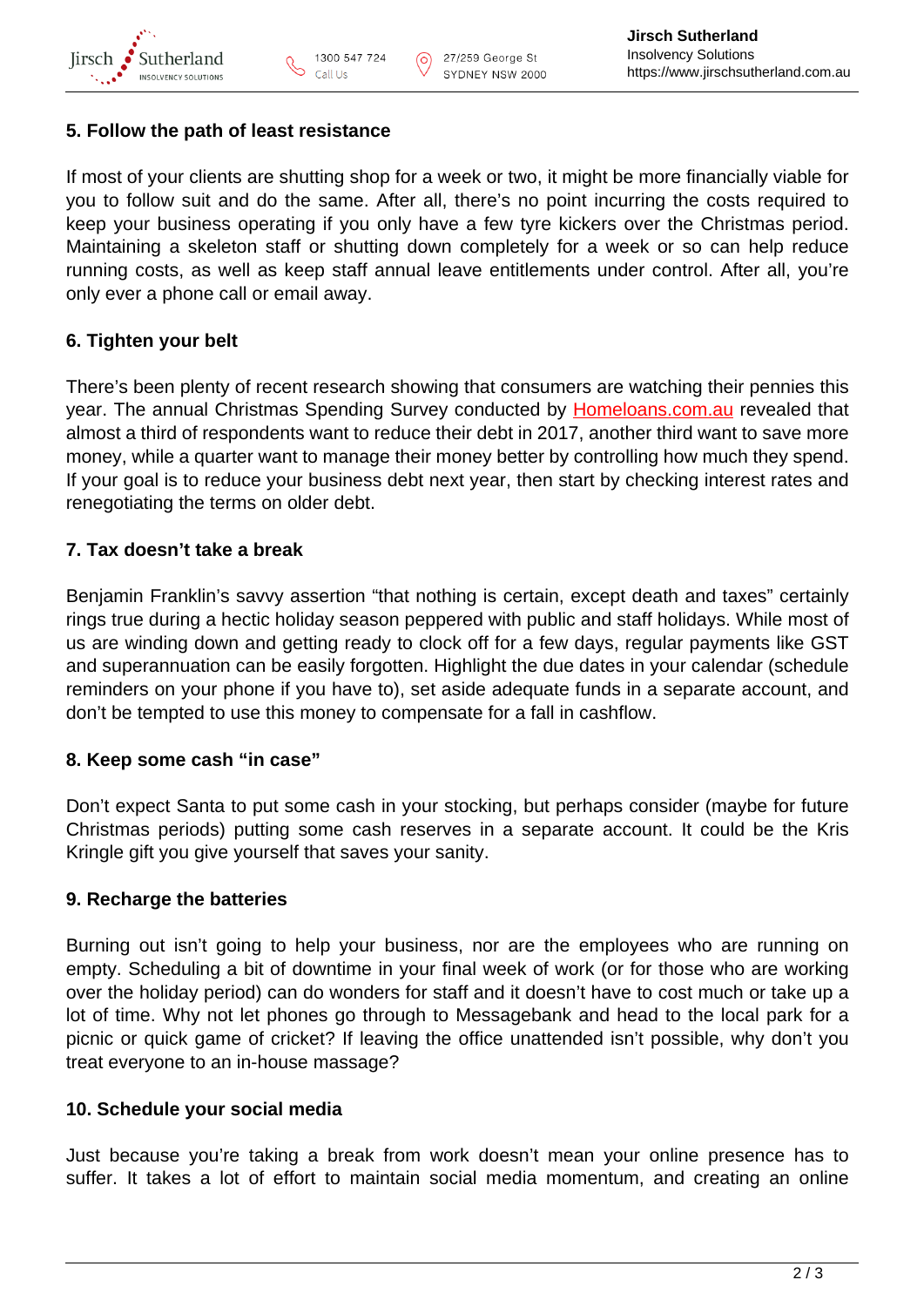### 5. Follow the path of least resistance

If most of your clients are shutting shop for a week or two, it might be more financially viable for you to follow suit and do the same. After all, there's no point incurring the costs required to keep your business operating if you only have a few tyre kickers over the Christmas period. Maintaining a skeleton staff or shutting down completely for a week or so can help reduce running costs, as well as keep staff annual leave entitlements under control. After all, you're only ever a phone call or email away.

### 6. Tighten your belt

There's been plenty of recent research showing that consumers are watching their pennies this year. The annual Christmas Spending Survey conducted by Homeloans.com.au revealed that almost a third of respondents want to reduce their debt in 2017, another third want to save more money, while a quarter want to manage their money better by controlling how much they spend. If your goal is to reduce your business debt next year, then start by checking interest rates and renegotiating the terms on older debt.

### 7. Tax doesn't take a break

Benjamin Franklin's savvy assertion "that nothing is certain, except death and taxes" certainly rings true during a hectic holiday season peppered with public and staff holidays. While most of us are winding down and getting ready to clock off for a few days, regular payments like GST and superannuation can be easily forgotten. Highlight the due dates in your calendar (schedule reminders on your phone if you have to), set aside adequate funds in a separate account, and don't be tempted to use this money to compensate for a fall in cashflow.

### 8. Keep some cash "in case"

Don't expect Santa to put some cash in your stocking, but perhaps consider (maybe for future Christmas periods) putting some cash reserves in a separate account. It could be the Kris Kringle gift you give yourself that saves your sanity.

### 9. Recharge the batteries

Burning out isn't going to help your business, nor are the employees who are running on empty. Scheduling a bit of downtime in your final week of work (or for those who are working over the holiday period) can do wonders for staff and it doesn't have to cost much or take up a lot of time. Why not let phones go through to Messagebank and head to the local park for a picnic or quick game of cricket? If leaving the office unattended isn't possible, why don't you treat everyone to an in-house massage?

### 10. Schedule your social media

Just because you're taking a break from work doesn't mean your online presence has to suffer. It takes a lot of effort to maintain social media momentum, and creating an online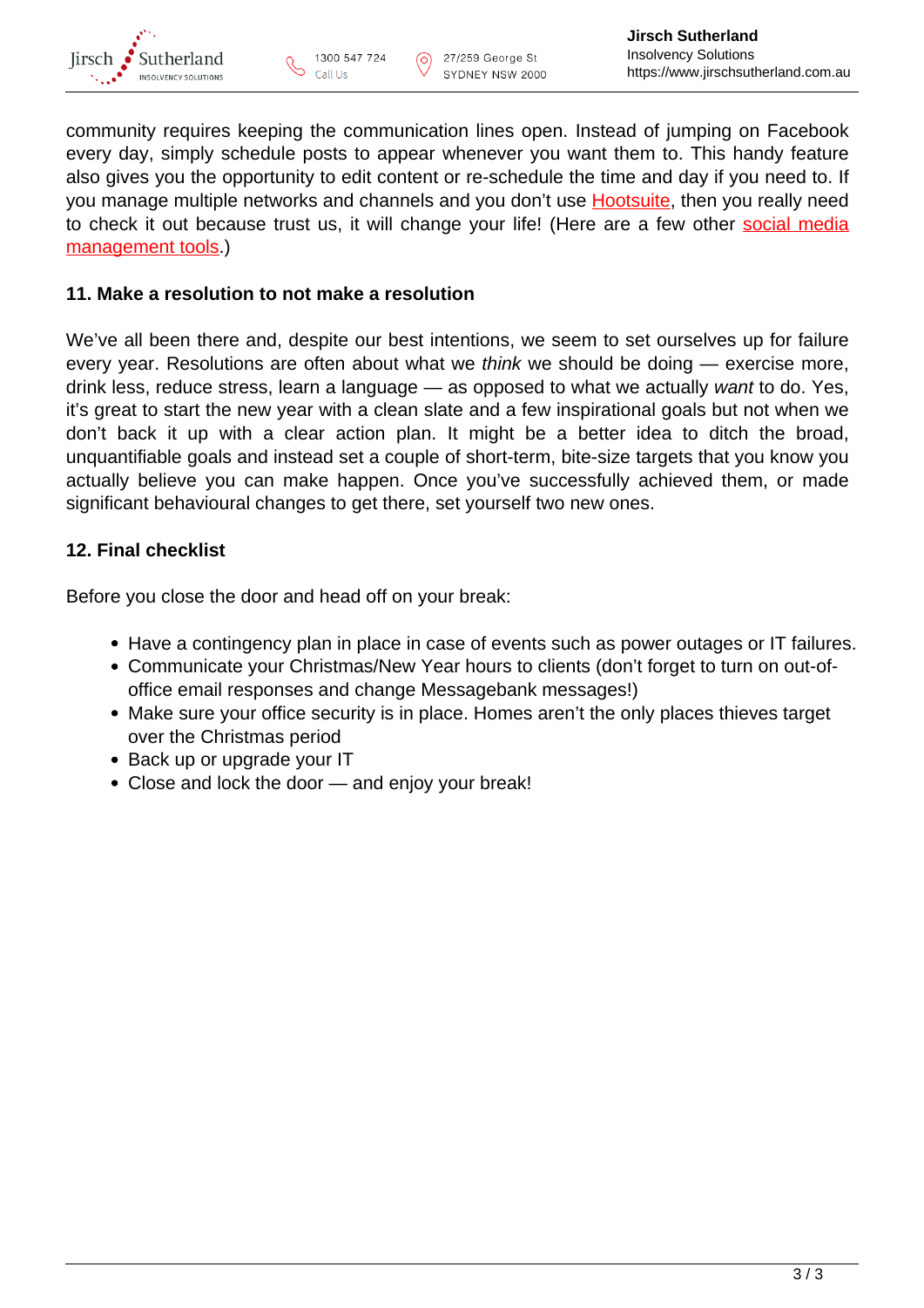community requires keeping the communication lines open. Instead of jumping on Facebook every day, simply schedule posts to appear whenever you want them to. This handy feature also gives you the opportunity to edit content or re-schedule the time and day if you need to. If you manage multiple networks and channels and you don't use [Hootsuite](), then you really need to check it out because trust us, it will change your life! (Here are a few other [social media management tools]().)

**11. Make a resolution to not make a resolution**

We've all been there and, despite our best intentions, we seem to set ourselves up for failure every year. Resolutions are often about what we *think* we should be doing — exercise more, drink less, reduce stress, learn a language — as opposed to what we actually *want* to do. Yes, it's great to start the new year with a clean slate and a few inspirational goals but not when we don't back it up with a clear action plan. It might be a better idea to ditch the broad, unquantifiable goals and instead set a couple of short-term, bite-size targets that you know you actually believe you can make happen. Once you've successfully achieved them, or made significant behavioural changes to get there, set yourself two new ones.

**12. Final checklist**

Before you close the door and head off on your break:

- Have a contingency plan in place in case of events such as power outages or IT failures.
- Communicate your Christmas/New Year hours to clients (don't forget to turn on out-of-office email responses and change Messagebank messages!)
- Make sure your office security is in place. Homes aren't the only places thieves target over the Christmas period
- Back up or upgrade your IT
- Close and lock the door — and enjoy your break!